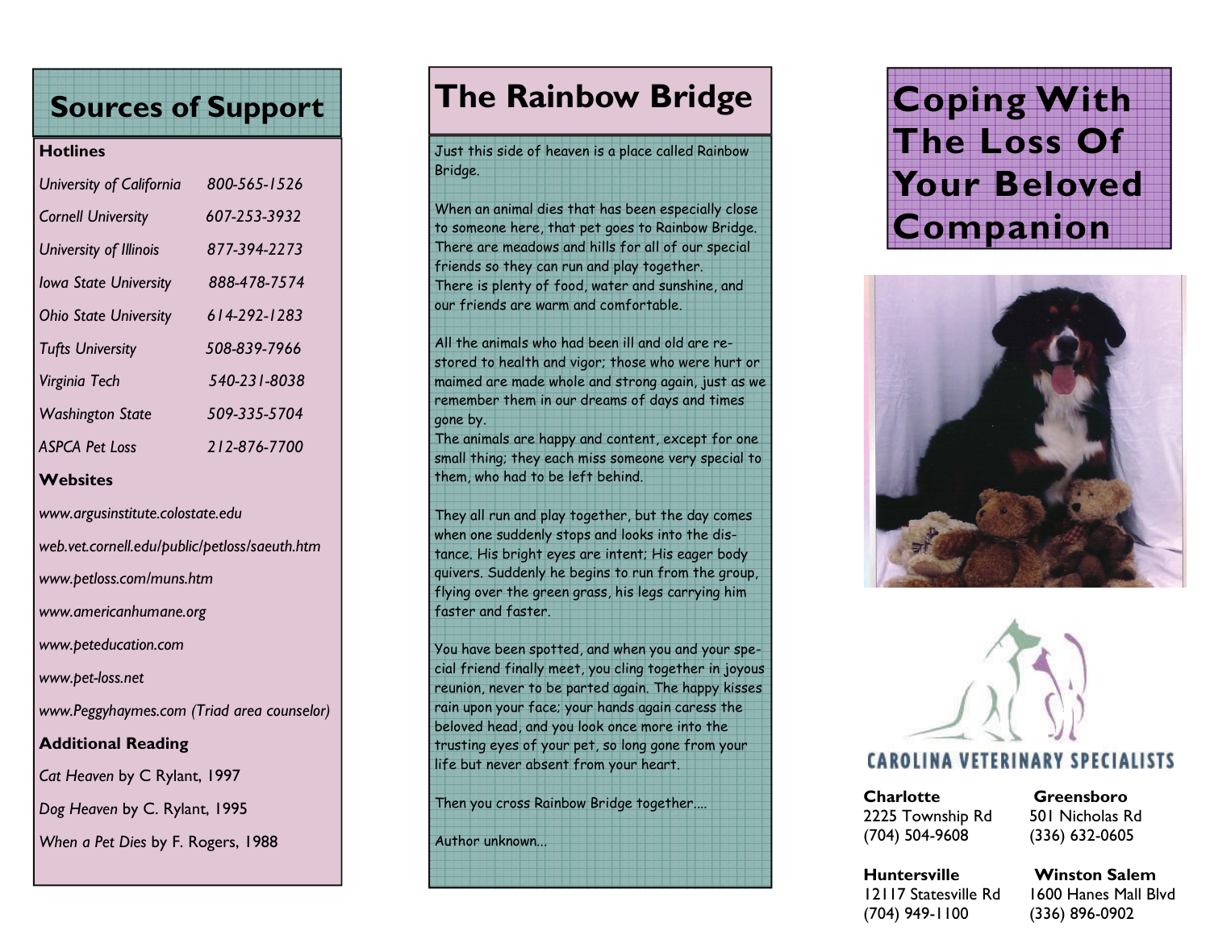## Sources of Support

**Hotlines**

| | |
|---|---|
| *University of California* | *800-565-1526* |
| *Cornell University* | *607-253-3932* |
| *University of Illinois* | *877-394-2273* |
| *Iowa State University* | *888-478-7574* |
| *Ohio State University* | *614-292-1283* |
| *Tufts University* | *508-839-7966* |
| *Virginia Tech* | *540-231-8038* |
| *Washington State* | *509-335-5704* |
| *ASPCA Pet Loss* | *212-876-7700* |

**Websites**

*www.argusinstitute.colostate.edu*

*web.vet.cornell.edu/public/petloss/saeuth.htm*

*www.petloss.com/muns.htm*

*www.americanhumane.org*

*www.peteducation.com*

*www.pet-loss.net*

*www.Peggyhaymes.com (Triad area counselor)*

**Additional Reading**

*Cat Heaven* by C Rylant, 1997

*Dog Heaven* by C. Rylant, 1995

*When a Pet Dies* by F. Rogers, 1988

## The Rainbow Bridge

Just this side of heaven is a place called Rainbow Bridge.

When an animal dies that has been especially close to someone here, that pet goes to Rainbow Bridge. There are meadows and hills for all of our special friends so they can run and play together. There is plenty of food, water and sunshine, and our friends are warm and comfortable.

All the animals who had been ill and old are restored to health and vigor; those who were hurt or maimed are made whole and strong again, just as we remember them in our dreams of days and times gone by. The animals are happy and content, except for one small thing; they each miss someone very special to them, who had to be left behind.

They all run and play together, but the day comes when one suddenly stops and looks into the distance. His bright eyes are intent; His eager body quivers. Suddenly he begins to run from the group, flying over the green grass, his legs carrying him faster and faster.

You have been spotted, and when you and your special friend finally meet, you cling together in joyous reunion, never to be parted again. The happy kisses rain upon your face; your hands again caress the beloved head, and you look once more into the trusting eyes of your pet, so long gone from your life but never absent from your heart.

Then you cross Rainbow Bridge together....

Author unknown...

# Coping With The Loss Of Your Beloved Companion

CAROLINA VETERINARY SPECIALISTS

**Charlotte**
2225 Township Rd
(704) 504-9608

**Greensboro**
501 Nicholas Rd
(336) 632-0605

**Huntersville**
12117 Statesville Rd
(704) 949-1100

**Winston Salem**
1600 Hanes Mall Blvd
(336) 896-0902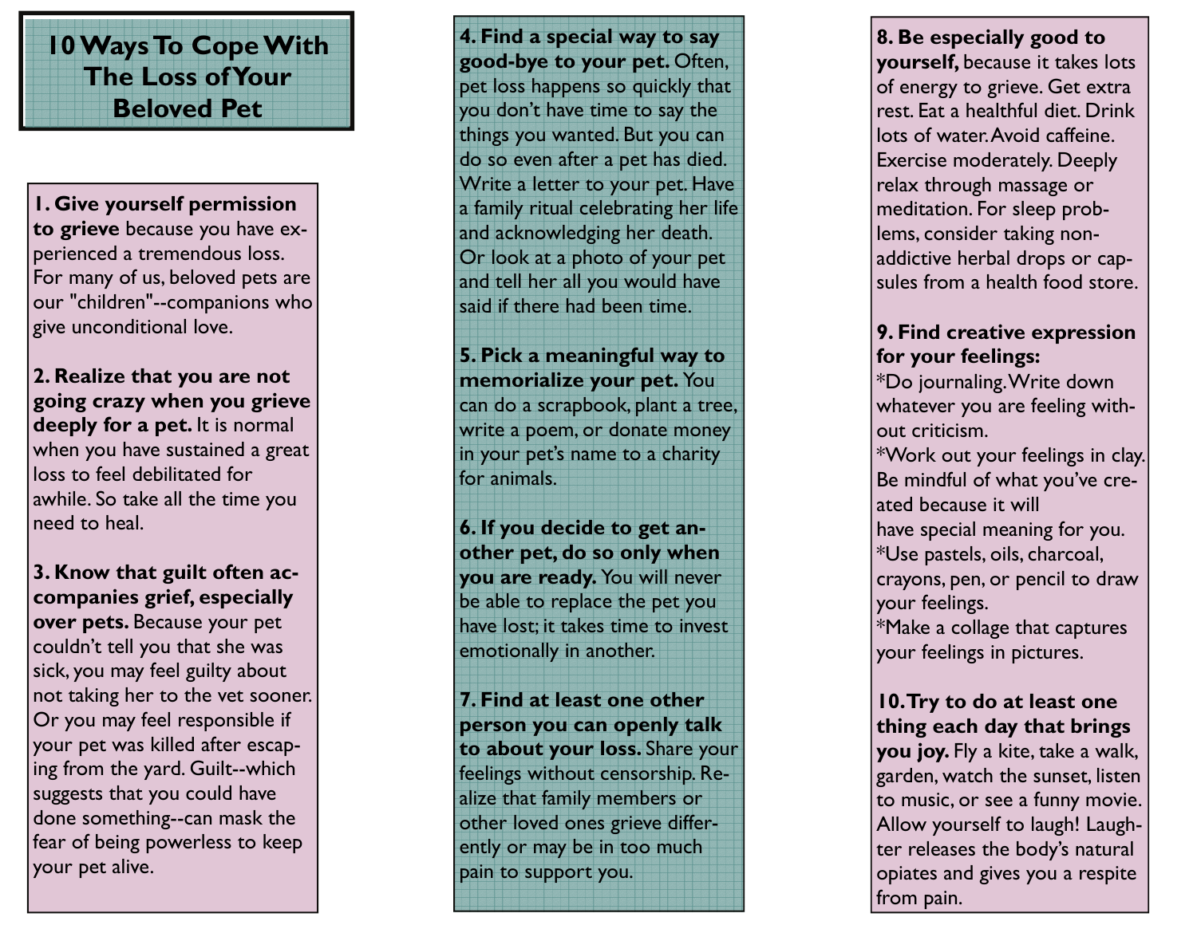# 10 Ways To Cope With The Loss of Your Beloved Pet

**1. Give yourself permission to grieve** because you have experienced a tremendous loss. For many of us, beloved pets are our "children"--companions who give unconditional love.

**2. Realize that you are not going crazy when you grieve deeply for a pet.** It is normal when you have sustained a great loss to feel debilitated for awhile. So take all the time you need to heal.

**3. Know that guilt often accompanies grief, especially over pets.** Because your pet couldn't tell you that she was sick, you may feel guilty about not taking her to the vet sooner. Or you may feel responsible if your pet was killed after escaping from the yard. Guilt--which suggests that you could have done something--can mask the fear of being powerless to keep your pet alive.

**4. Find a special way to say good-bye to your pet.** Often, pet loss happens so quickly that you don't have time to say the things you wanted. But you can do so even after a pet has died. Write a letter to your pet. Have a family ritual celebrating her life and acknowledging her death. Or look at a photo of your pet and tell her all you would have said if there had been time.

**5. Pick a meaningful way to memorialize your pet.** You can do a scrapbook, plant a tree, write a poem, or donate money in your pet's name to a charity for animals.

**6. If you decide to get another pet, do so only when you are ready.** You will never be able to replace the pet you have lost; it takes time to invest emotionally in another.

**7. Find at least one other person you can openly talk to about your loss.** Share your feelings without censorship. Realize that family members or other loved ones grieve differently or may be in too much pain to support you.

**8. Be especially good to yourself,** because it takes lots of energy to grieve. Get extra rest. Eat a healthful diet. Drink lots of water. Avoid caffeine. Exercise moderately. Deeply relax through massage or meditation. For sleep problems, consider taking non-addictive herbal drops or capsules from a health food store.

**9. Find creative expression for your feelings:**

*Do journaling. Write down whatever you are feeling without criticism.
*Work out your feelings in clay. Be mindful of what you've created because it will have special meaning for you.
*Use pastels, oils, charcoal, crayons, pen, or pencil to draw your feelings.
*Make a collage that captures your feelings in pictures.

**10. Try to do at least one thing each day that brings you joy.** Fly a kite, take a walk, garden, watch the sunset, listen to music, or see a funny movie. Allow yourself to laugh! Laughter releases the body's natural opiates and gives you a respite from pain.